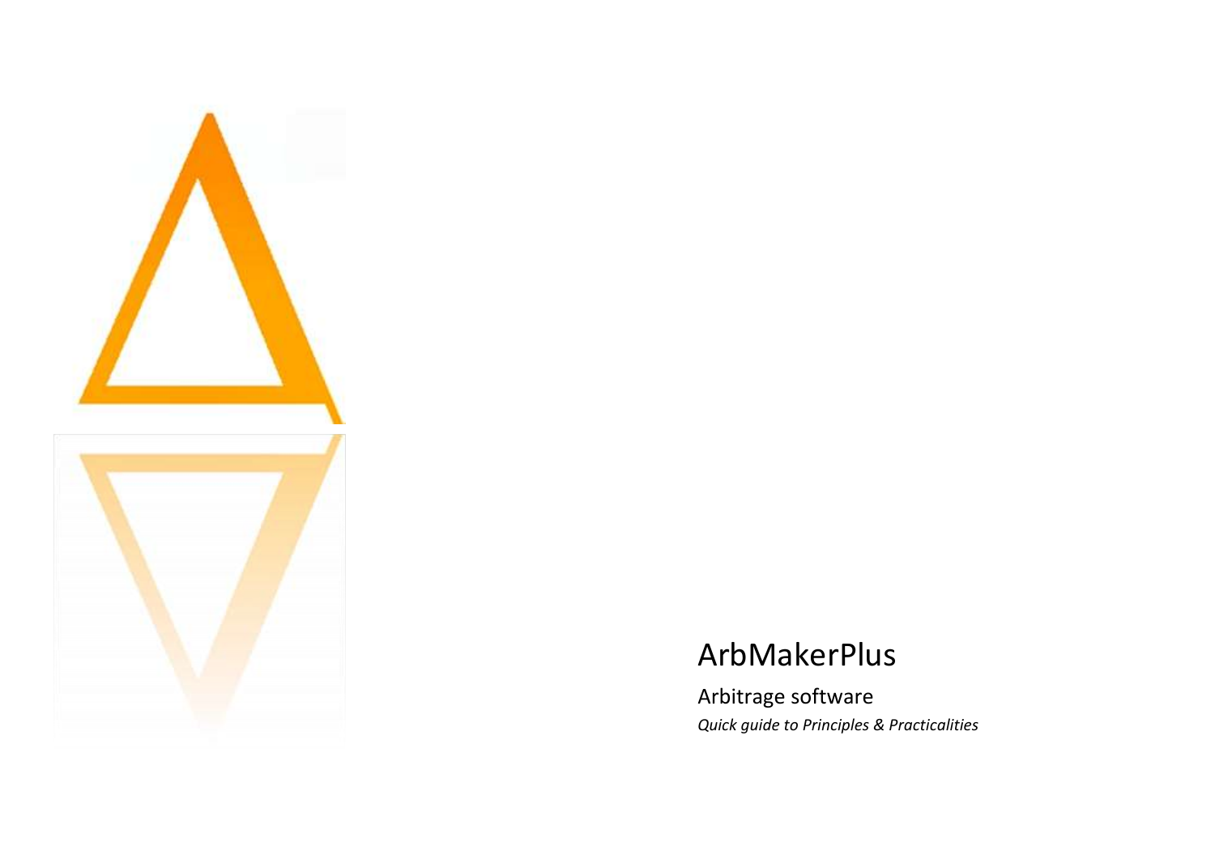# ArbMakerPlus

## Arbitrage software

*Quick guide to Principles & Practicalities*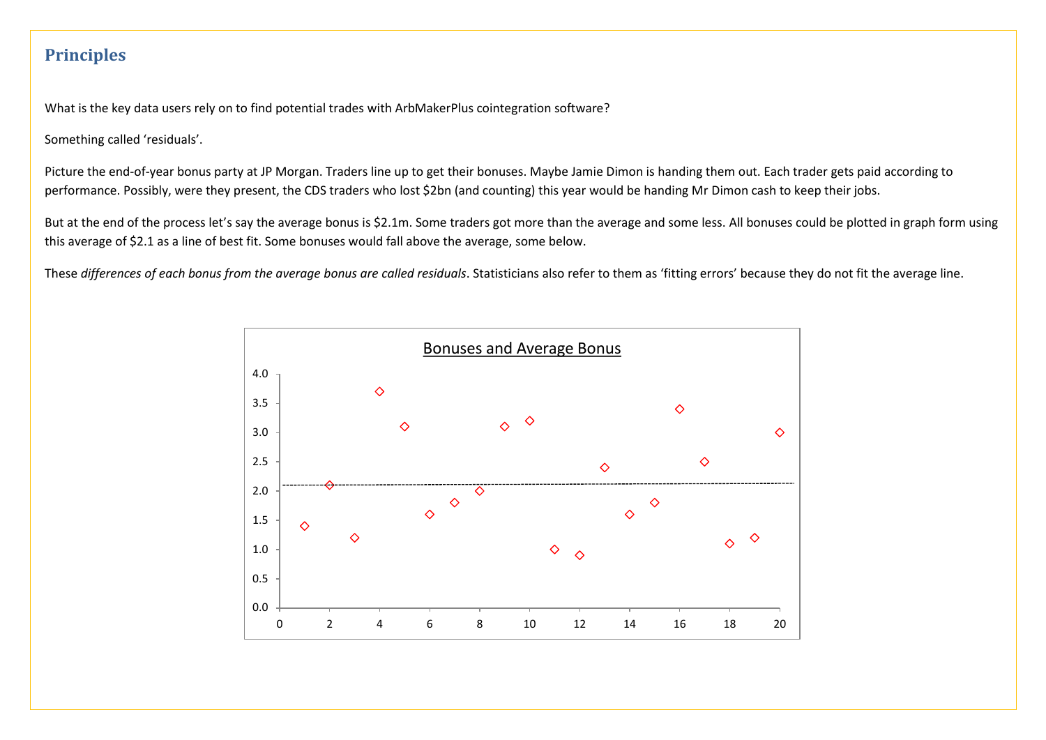## Principles

What is the key data users rely on to find potential trades with ArbMakerPlus cointegration software?

Something called 'residuals'.

Picture the end-of-year bonus party at JP Morgan. Traders line up to get their bonuses. Maybe Jamie Dimon is handing them out. Each trader gets paid according to performance. Possibly, were they present, the CDS traders who lost $2bn (and counting) this year would be handing Mr Dimon cash to keep their jobs.

But at the end of the process let's say the average bonus is $2.1m. Some traders got more than the average and some less. All bonuses could be plotted in graph form using this average of $2.1 as a line of best fit. Some bonuses would fall above the average, some below.

These *differences of each bonus from the average bonus are called residuals*. Statisticians also refer to them as 'fitting errors' because they do not fit the average line.

Bonuses and Average Bonus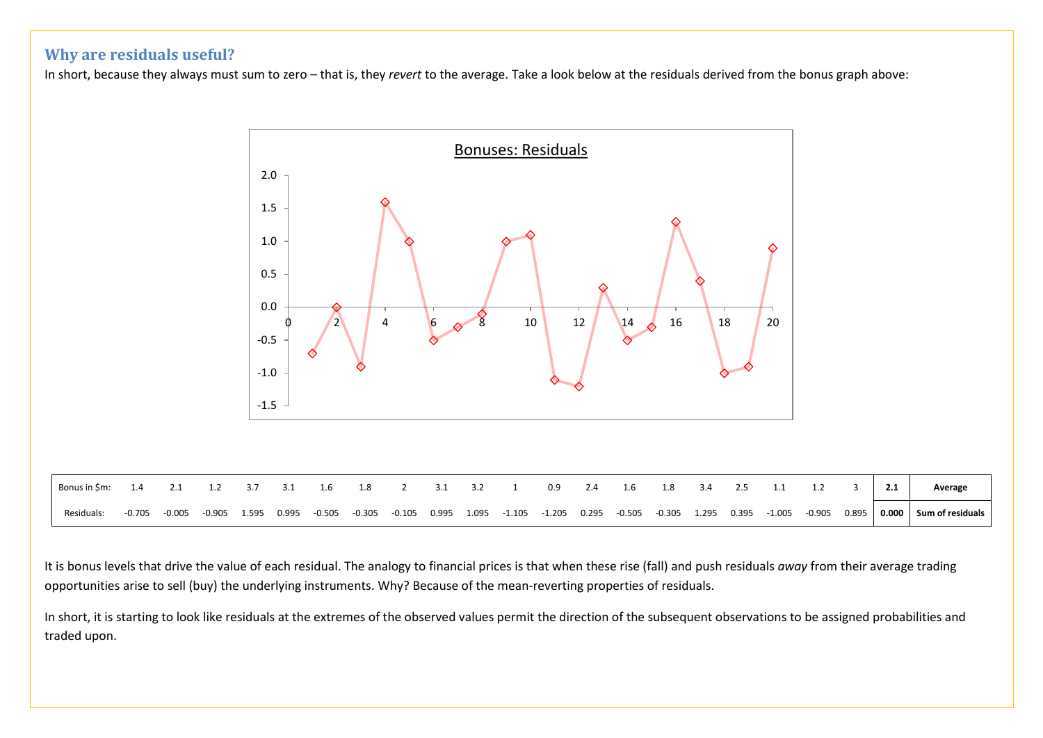## Why are residuals useful?

In short, because they always must sum to zero – that is, they *revert* to the average. Take a look below at the residuals derived from the bonus graph above:

| Bonus in $m: | 1.4 | 2.1 | 1.2 | 3.7 | 3.1 | 1.6 | 1.8 | 2 | 3.1 | 3.2 | 1 | 0.9 | 2.4 | 1.6 | 1.8 | 3.4 | 2.5 | 1.1 | 1.2 | 3 | **2.1** | **Average** |
|---|---|---|---|---|---|---|---|---|---|---|---|---|---|---|---|---|---|---|---|---|---|---|
| Residuals: | -0.705 | -0.005 | -0.905 | 1.595 | 0.995 | -0.505 | -0.305 | -0.105 | 0.995 | 1.095 | -1.105 | -1.205 | 0.295 | -0.505 | -0.305 | 1.295 | 0.395 | -1.005 | -0.905 | 0.895 | **0.000** | **Sum of residuals** |

It is bonus levels that drive the value of each residual. The analogy to financial prices is that when these rise (fall) and push residuals *away* from their average trading opportunities arise to sell (buy) the underlying instruments. Why? Because of the mean-reverting properties of residuals.

In short, it is starting to look like residuals at the extremes of the observed values permit the direction of the subsequent observations to be assigned probabilities and traded upon.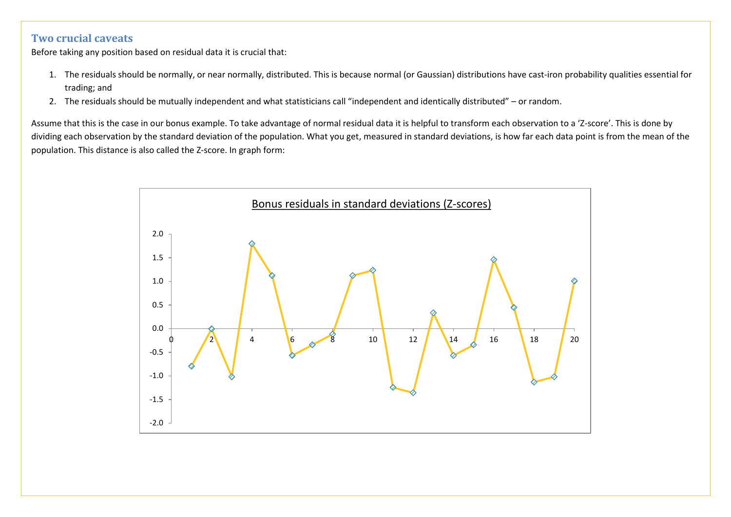## Two crucial caveats

Before taking any position based on residual data it is crucial that:

1. The residuals should be normally, or near normally, distributed. This is because normal (or Gaussian) distributions have cast-iron probability qualities essential for trading; and
2. The residuals should be mutually independent and what statisticians call "independent and identically distributed" – or random.

Assume that this is the case in our bonus example. To take advantage of normal residual data it is helpful to transform each observation to a 'Z-score'. This is done by dividing each observation by the standard deviation of the population. What you get, measured in standard deviations, is how far each data point is from the mean of the population. This distance is also called the Z-score. In graph form:

Bonus residuals in standard deviations (Z-scores)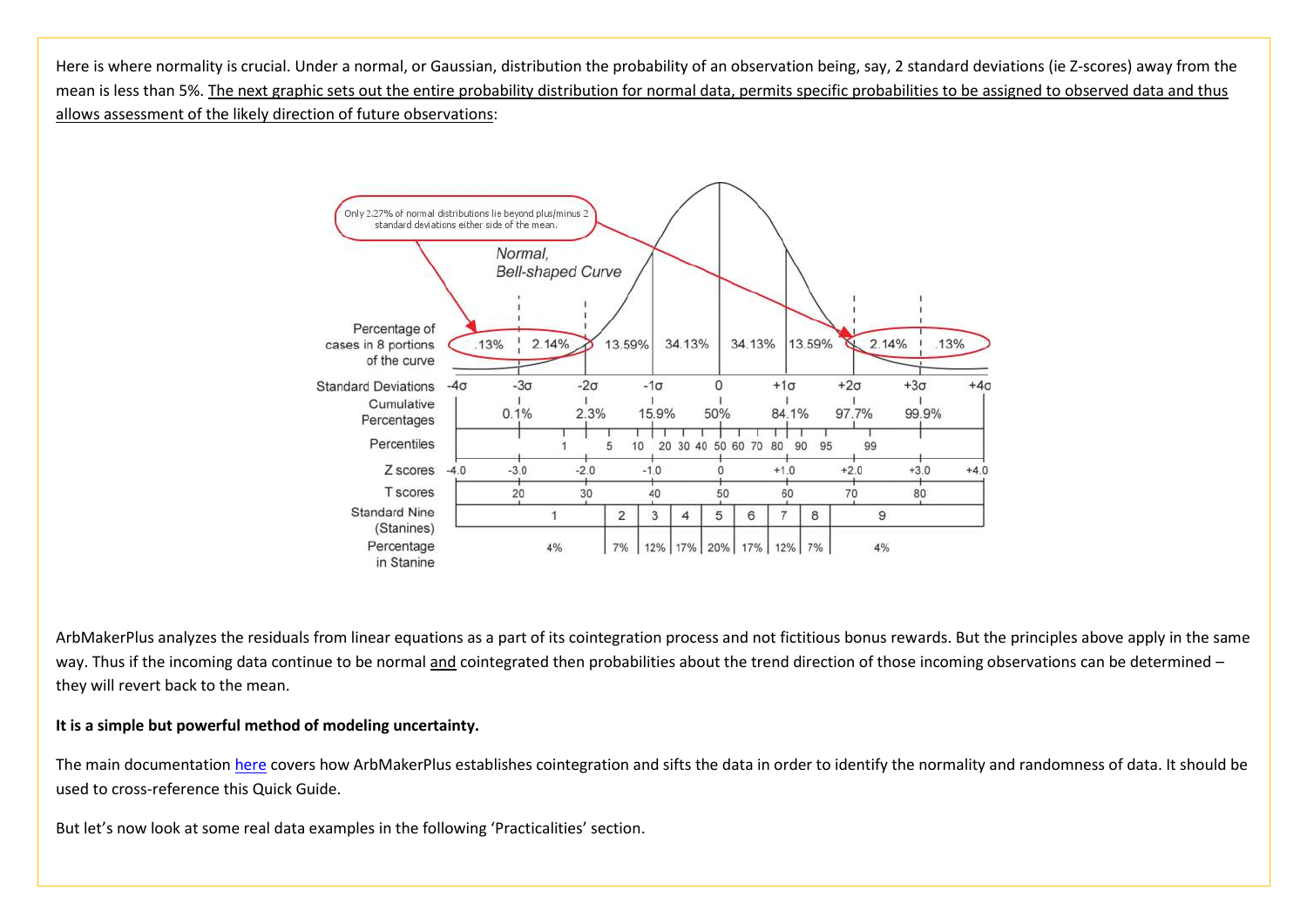Here is where normality is crucial. Under a normal, or Gaussian, distribution the probability of an observation being, say, 2 standard deviations (ie Z-scores) away from the mean is less than 5%. The next graphic sets out the entire probability distribution for normal data, permits specific probabilities to be assigned to observed data and thus allows assessment of the likely direction of future observations:

ArbMakerPlus analyzes the residuals from linear equations as a part of its cointegration process and not fictitious bonus rewards. But the principles above apply in the same way. Thus if the incoming data continue to be normal and cointegrated then probabilities about the trend direction of those incoming observations can be determined – they will revert back to the mean.

**It is a simple but powerful method of modeling uncertainty.**

The main documentation here covers how ArbMakerPlus establishes cointegration and sifts the data in order to identify the normality and randomness of data. It should be used to cross-reference this Quick Guide.

But let's now look at some real data examples in the following 'Practicalities' section.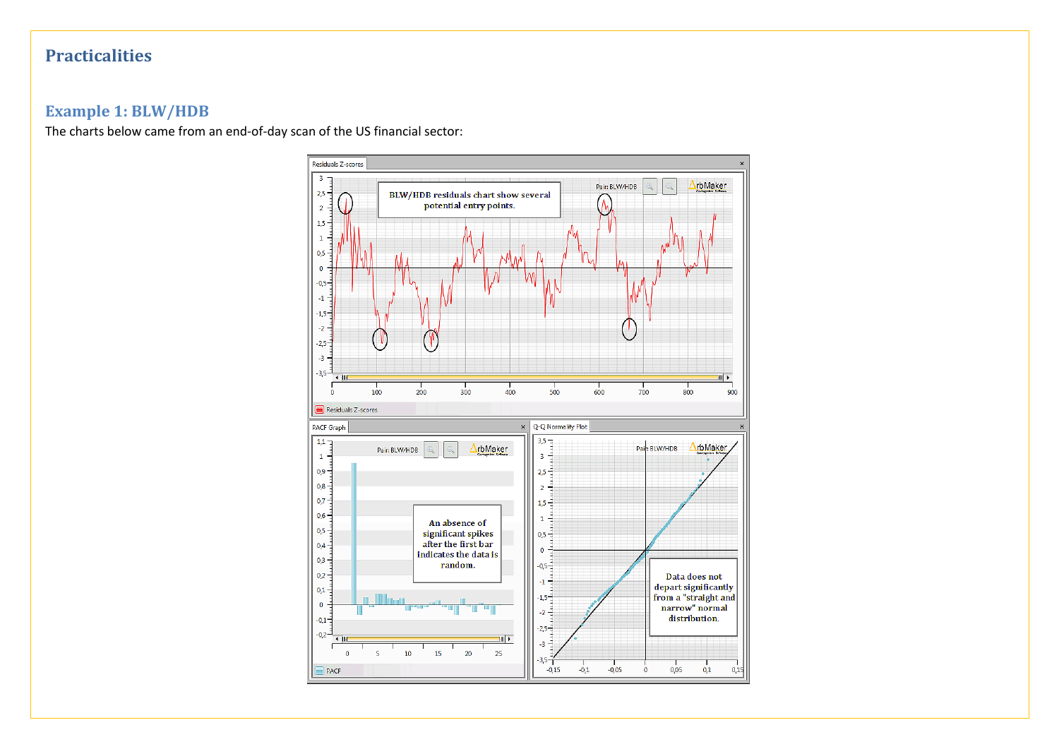# Practicalities

## Example 1: BLW/HDB

The charts below came from an end-of-day scan of the US financial sector: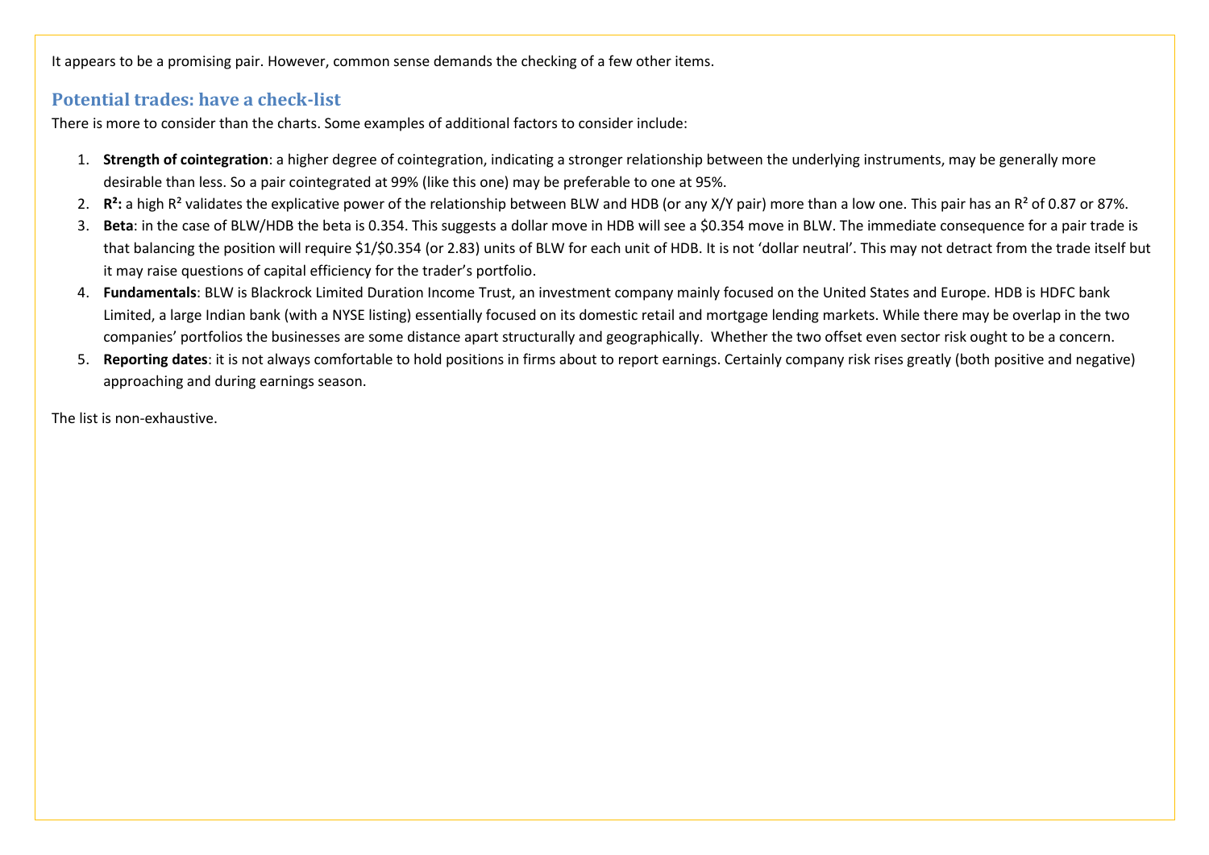It appears to be a promising pair. However, common sense demands the checking of a few other items.

## Potential trades: have a check-list

There is more to consider than the charts. Some examples of additional factors to consider include:

1. **Strength of cointegration**: a higher degree of cointegration, indicating a stronger relationship between the underlying instruments, may be generally more desirable than less. So a pair cointegrated at 99% (like this one) may be preferable to one at 95%.
2. **$R^2$:** a high $R^2$ validates the explicative power of the relationship between BLW and HDB (or any X/Y pair) more than a low one. This pair has an $R^2$ of 0.87 or 87%.
3. **Beta**: in the case of BLW/HDB the beta is 0.354. This suggests a dollar move in HDB will see a $0.354 move in BLW. The immediate consequence for a pair trade is that balancing the position will require $1/$0.354 (or 2.83) units of BLW for each unit of HDB. It is not 'dollar neutral'. This may not detract from the trade itself but it may raise questions of capital efficiency for the trader's portfolio.
4. **Fundamentals**: BLW is Blackrock Limited Duration Income Trust, an investment company mainly focused on the United States and Europe. HDB is HDFC bank Limited, a large Indian bank (with a NYSE listing) essentially focused on its domestic retail and mortgage lending markets. While there may be overlap in the two companies' portfolios the businesses are some distance apart structurally and geographically. Whether the two offset even sector risk ought to be a concern.
5. **Reporting dates**: it is not always comfortable to hold positions in firms about to report earnings. Certainly company risk rises greatly (both positive and negative) approaching and during earnings season.

The list is non-exhaustive.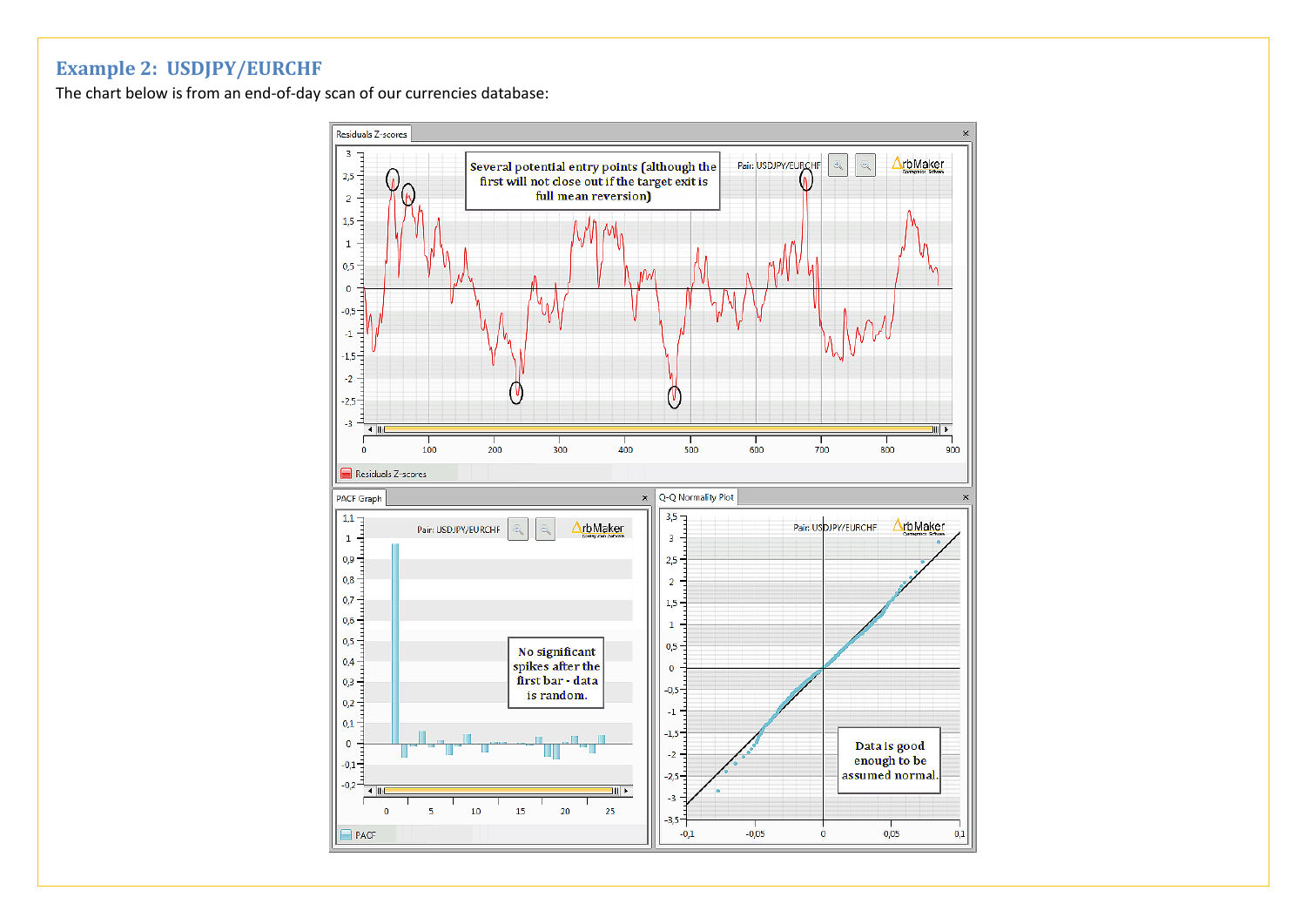## Example 2: USDJPY/EURCHF

The chart below is from an end-of-day scan of our currencies database: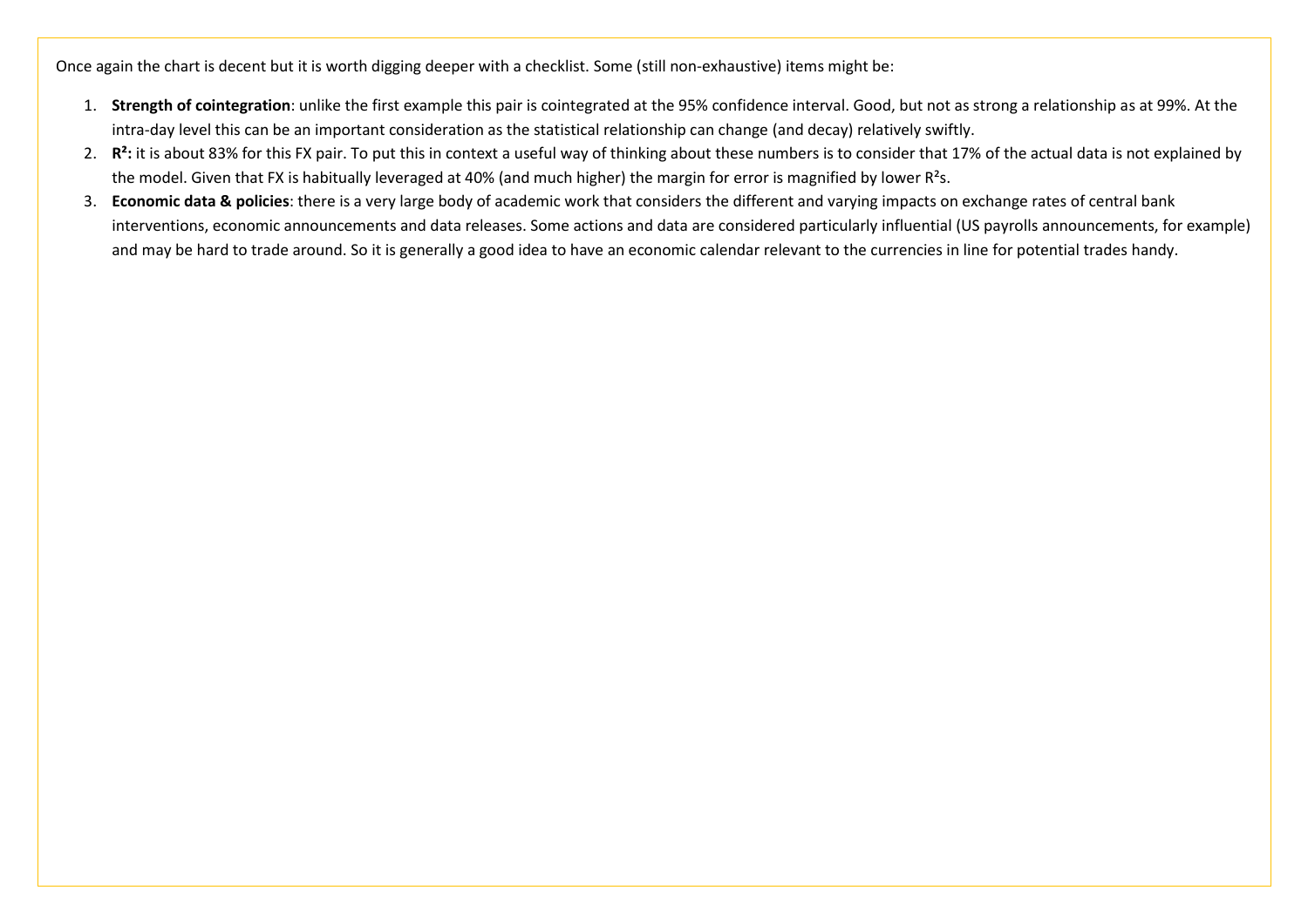Once again the chart is decent but it is worth digging deeper with a checklist. Some (still non-exhaustive) items might be:

1. **Strength of cointegration**: unlike the first example this pair is cointegrated at the 95% confidence interval. Good, but not as strong a relationship as at 99%. At the intra-day level this can be an important consideration as the statistical relationship can change (and decay) relatively swiftly.
2. **$R^2$:** it is about 83% for this FX pair. To put this in context a useful way of thinking about these numbers is to consider that 17% of the actual data is not explained by the model. Given that FX is habitually leveraged at 40% (and much higher) the margin for error is magnified by lower $R^2$s.
3. **Economic data & policies**: there is a very large body of academic work that considers the different and varying impacts on exchange rates of central bank interventions, economic announcements and data releases. Some actions and data are considered particularly influential (US payrolls announcements, for example) and may be hard to trade around. So it is generally a good idea to have an economic calendar relevant to the currencies in line for potential trades handy.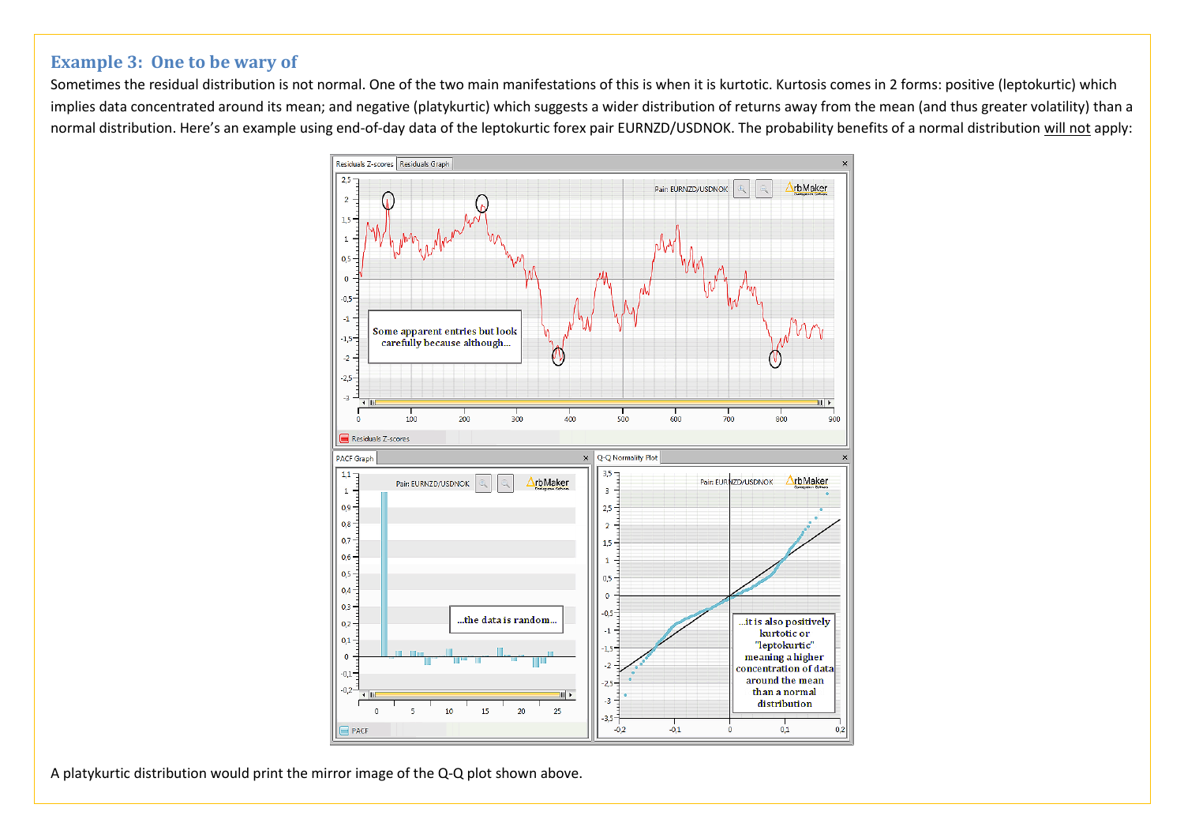## Example 3: One to be wary of

Sometimes the residual distribution is not normal. One of the two main manifestations of this is when it is kurtotic. Kurtosis comes in 2 forms: positive (leptokurtic) which implies data concentrated around its mean; and negative (platykurtic) which suggests a wider distribution of returns away from the mean (and thus greater volatility) than a normal distribution. Here's an example using end-of-day data of the leptokurtic forex pair EURNZD/USDNOK. The probability benefits of a normal distribution will not apply:

A platykurtic distribution would print the mirror image of the Q-Q plot shown above.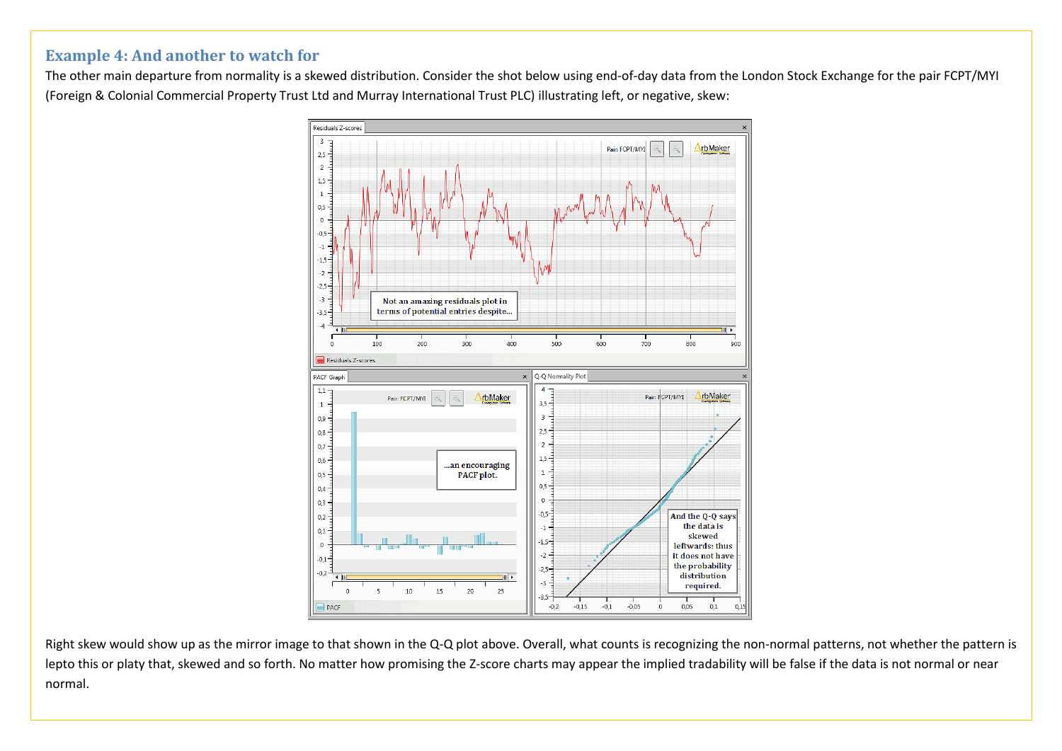### Example 4: And another to watch for

The other main departure from normality is a skewed distribution. Consider the shot below using end-of-day data from the London Stock Exchange for the pair FCPT/MYI (Foreign & Colonial Commercial Property Trust Ltd and Murray International Trust PLC) illustrating left, or negative, skew:

Residuals Z-scores

Pair: FCPT/MYI

ArbMaker

Not an amazing residuals plot in terms of potential entries despite...

Residuals Z-scores

PACF Graph

Pair: FCPT/MYI

ArbMaker

...an encouraging PACF plot.

PACF

Q-Q Normality Plot

Pair: FCPT/MYI

ArbMaker

And the Q-Q says the data is skewed leftwards: thus it does not have the probability distribution required.

Right skew would show up as the mirror image to that shown in the Q-Q plot above. Overall, what counts is recognizing the non-normal patterns, not whether the pattern is lepto this or platy that, skewed and so forth. No matter how promising the Z-score charts may appear the implied tradability will be false if the data is not normal or near normal.